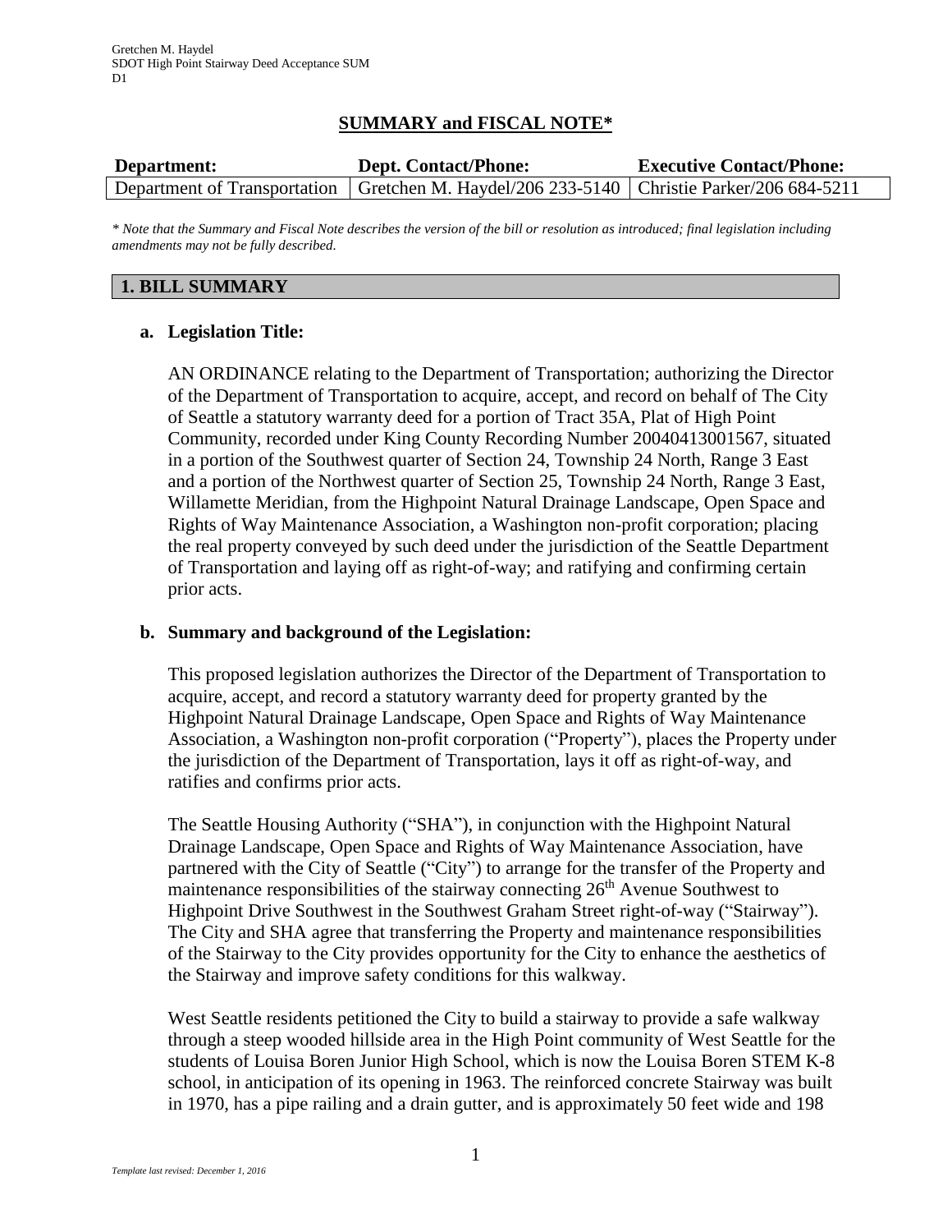## SUMMARY and FISCAL NOTE*

| Department: | Dept. Contact/Phone: | Executive Contact/Phone: |
| --- | --- | --- |
| Department of Transportation | Gretchen M. Haydel/206 233-5140 | Christie Parker/206 684-5211 |

*\* Note that the Summary and Fiscal Note describes the version of the bill or resolution as introduced; final legislation including amendments may not be fully described.*

## 1. BILL SUMMARY

### a. Legislation Title:

AN ORDINANCE relating to the Department of Transportation; authorizing the Director of the Department of Transportation to acquire, accept, and record on behalf of The City of Seattle a statutory warranty deed for a portion of Tract 35A, Plat of High Point Community, recorded under King County Recording Number 20040413001567, situated in a portion of the Southwest quarter of Section 24, Township 24 North, Range 3 East and a portion of the Northwest quarter of Section 25, Township 24 North, Range 3 East, Willamette Meridian, from the Highpoint Natural Drainage Landscape, Open Space and Rights of Way Maintenance Association, a Washington non-profit corporation; placing the real property conveyed by such deed under the jurisdiction of the Seattle Department of Transportation and laying off as right-of-way; and ratifying and confirming certain prior acts.

### b. Summary and background of the Legislation:

This proposed legislation authorizes the Director of the Department of Transportation to acquire, accept, and record a statutory warranty deed for property granted by the Highpoint Natural Drainage Landscape, Open Space and Rights of Way Maintenance Association, a Washington non-profit corporation ("Property"), places the Property under the jurisdiction of the Department of Transportation, lays it off as right-of-way, and ratifies and confirms prior acts.

The Seattle Housing Authority ("SHA"), in conjunction with the Highpoint Natural Drainage Landscape, Open Space and Rights of Way Maintenance Association, have partnered with the City of Seattle ("City") to arrange for the transfer of the Property and maintenance responsibilities of the stairway connecting 26th Avenue Southwest to Highpoint Drive Southwest in the Southwest Graham Street right-of-way ("Stairway"). The City and SHA agree that transferring the Property and maintenance responsibilities of the Stairway to the City provides opportunity for the City to enhance the aesthetics of the Stairway and improve safety conditions for this walkway.

West Seattle residents petitioned the City to build a stairway to provide a safe walkway through a steep wooded hillside area in the High Point community of West Seattle for the students of Louisa Boren Junior High School, which is now the Louisa Boren STEM K-8 school, in anticipation of its opening in 1963. The reinforced concrete Stairway was built in 1970, has a pipe railing and a drain gutter, and is approximately 50 feet wide and 198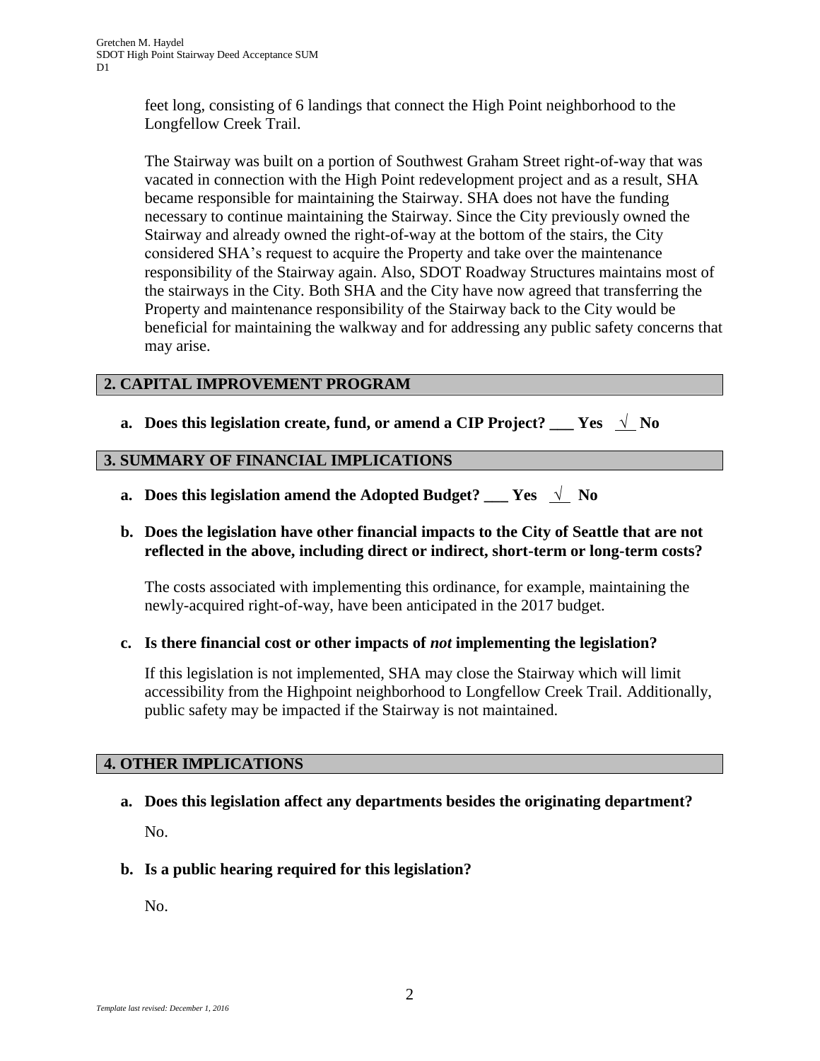feet long, consisting of 6 landings that connect the High Point neighborhood to the Longfellow Creek Trail.

The Stairway was built on a portion of Southwest Graham Street right-of-way that was vacated in connection with the High Point redevelopment project and as a result, SHA became responsible for maintaining the Stairway. SHA does not have the funding necessary to continue maintaining the Stairway. Since the City previously owned the Stairway and already owned the right-of-way at the bottom of the stairs, the City considered SHA's request to acquire the Property and take over the maintenance responsibility of the Stairway again. Also, SDOT Roadway Structures maintains most of the stairways in the City. Both SHA and the City have now agreed that transferring the Property and maintenance responsibility of the Stairway back to the City would be beneficial for maintaining the walkway and for addressing any public safety concerns that may arise.

## 2. CAPITAL IMPROVEMENT PROGRAM

**a. Does this legislation create, fund, or amend a CIP Project? ___ Yes _√_ No**

## 3. SUMMARY OF FINANCIAL IMPLICATIONS

**a. Does this legislation amend the Adopted Budget? ___ Yes _√_ No**

**b. Does the legislation have other financial impacts to the City of Seattle that are not reflected in the above, including direct or indirect, short-term or long-term costs?**

The costs associated with implementing this ordinance, for example, maintaining the newly-acquired right-of-way, have been anticipated in the 2017 budget.

**c. Is there financial cost or other impacts of *not* implementing the legislation?**

If this legislation is not implemented, SHA may close the Stairway which will limit accessibility from the Highpoint neighborhood to Longfellow Creek Trail. Additionally, public safety may be impacted if the Stairway is not maintained.

## 4. OTHER IMPLICATIONS

**a. Does this legislation affect any departments besides the originating department?**

No.

**b. Is a public hearing required for this legislation?**

No.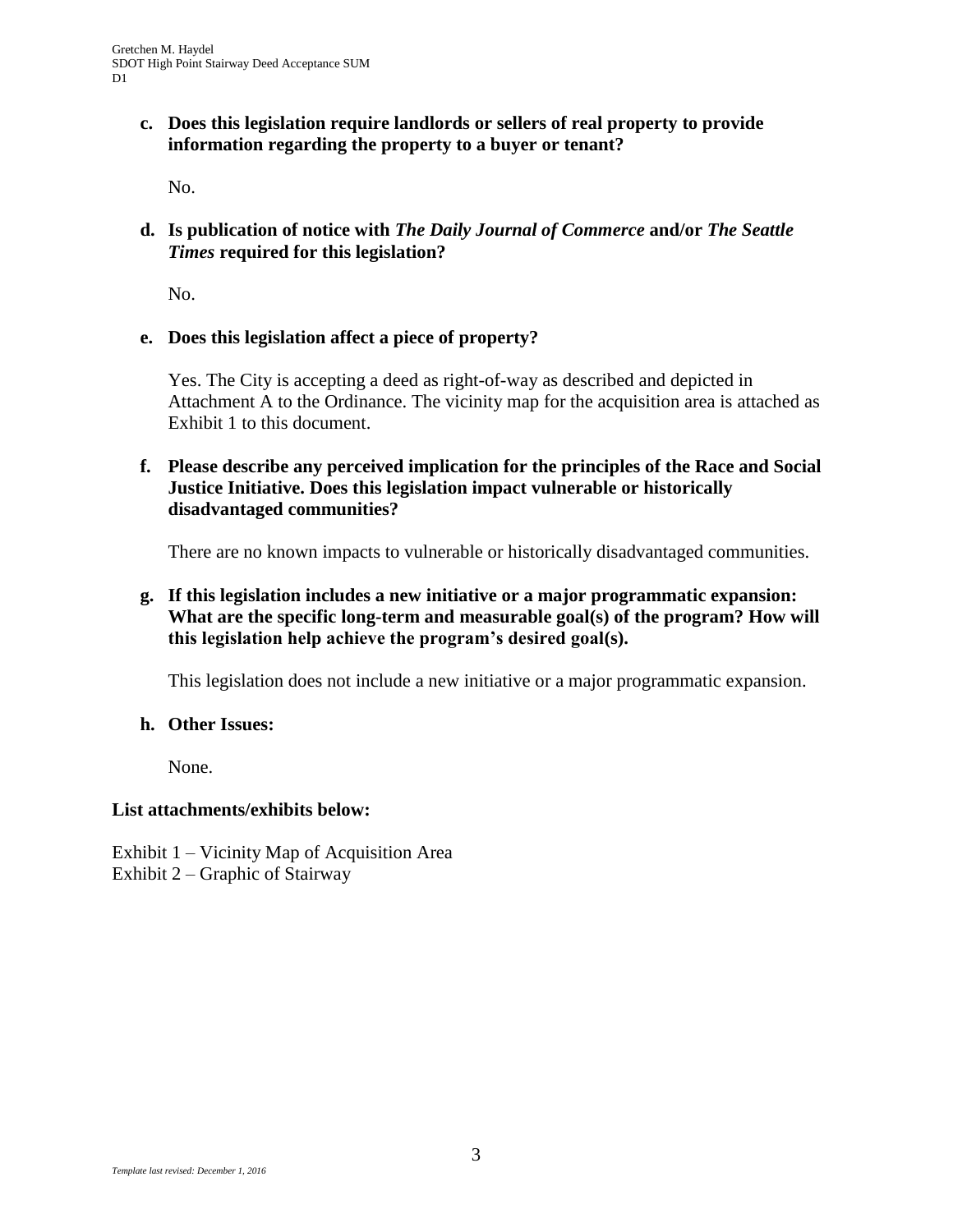**c. Does this legislation require landlords or sellers of real property to provide information regarding the property to a buyer or tenant?**

No.

**d. Is publication of notice with *The Daily Journal of Commerce* and/or *The Seattle Times* required for this legislation?**

No.

**e. Does this legislation affect a piece of property?**

Yes. The City is accepting a deed as right-of-way as described and depicted in Attachment A to the Ordinance. The vicinity map for the acquisition area is attached as Exhibit 1 to this document.

**f. Please describe any perceived implication for the principles of the Race and Social Justice Initiative. Does this legislation impact vulnerable or historically disadvantaged communities?**

There are no known impacts to vulnerable or historically disadvantaged communities.

**g. If this legislation includes a new initiative or a major programmatic expansion: What are the specific long-term and measurable goal(s) of the program? How will this legislation help achieve the program's desired goal(s).**

This legislation does not include a new initiative or a major programmatic expansion.

**h. Other Issues:**

None.

**List attachments/exhibits below:**

Exhibit 1 – Vicinity Map of Acquisition Area
Exhibit 2 – Graphic of Stairway